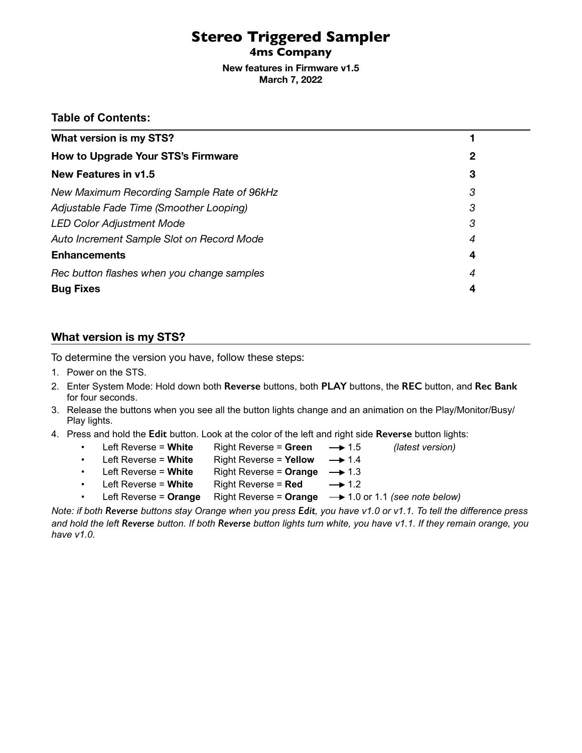# Stereo Triggered Sampler

## 4ms Company

**New features in Firmware v1.5**
**March 7, 2022**

### Table of Contents:

| | |
|---|---|
| **What version is my STS?** | **1** |
| **How to Upgrade Your STS's Firmware** | **2** |
| **New Features in v1.5** | **3** |
| *New Maximum Recording Sample Rate of 96kHz* | *3* |
| *Adjustable Fade Time (Smoother Looping)* | *3* |
| *LED Color Adjustment Mode* | *3* |
| *Auto Increment Sample Slot on Record Mode* | *4* |
| **Enhancements** | **4** |
| *Rec button flashes when you change samples* | *4* |
| **Bug Fixes** | **4** |

### What version is my STS?

To determine the version you have, follow these steps:

1. Power on the STS.
2. Enter System Mode: Hold down both **Reverse** buttons, both **PLAY** buttons, the **REC** button, and **Rec Bank** for four seconds.
3. Release the buttons when you see all the button lights change and an animation on the Play/Monitor/Busy/Play lights.
4. Press and hold the **Edit** button. Look at the color of the left and right side **Reverse** button lights:
    - Left Reverse = **White** Right Reverse = **Green** → 1.5 *(latest version)*
    - Left Reverse = **White** Right Reverse = **Yellow** → 1.4
    - Left Reverse = **White** Right Reverse = **Orange** → 1.3
    - Left Reverse = **White** Right Reverse = **Red** → 1.2
    - Left Reverse = **Orange** Right Reverse = **Orange** → 1.0 or 1.1 *(see note below)*

*Note: if both **Reverse** buttons stay Orange when you press **Edit**, you have v1.0 or v1.1. To tell the difference press and hold the left **Reverse** button. If both **Reverse** button lights turn white, you have v1.1. If they remain orange, you have v1.0.*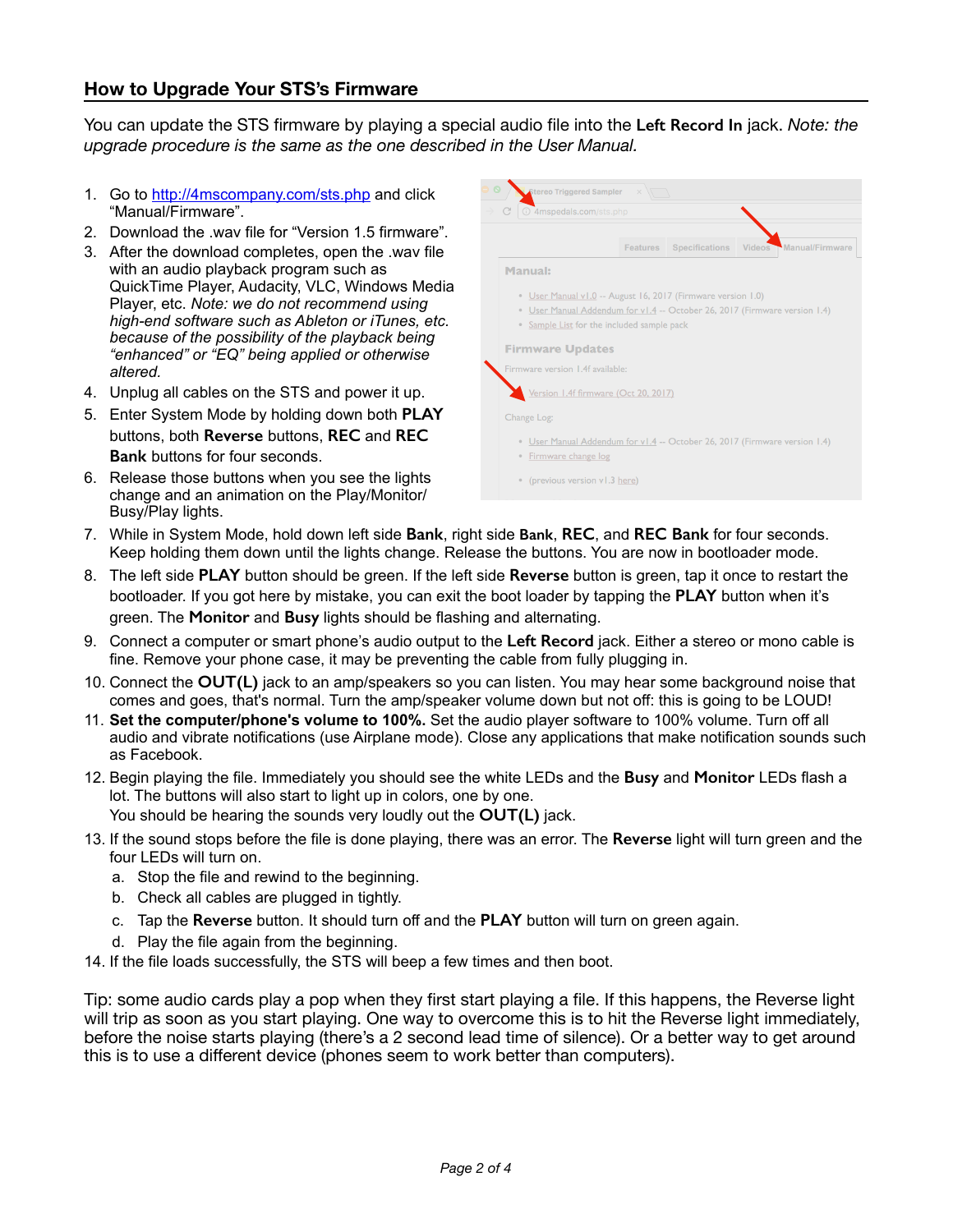## How to Upgrade Your STS's Firmware

You can update the STS firmware by playing a special audio file into the **Left Record In** jack. *Note: the upgrade procedure is the same as the one described in the User Manual.*

1. Go to http://4mscompany.com/sts.php and click "Manual/Firmware".
2. Download the .wav file for "Version 1.5 firmware".
3. After the download completes, open the .wav file with an audio playback program such as QuickTime Player, Audacity, VLC, Windows Media Player, etc. *Note: we do not recommend using high-end software such as Ableton or iTunes, etc. because of the possibility of the playback being "enhanced" or "EQ" being applied or otherwise altered.*
4. Unplug all cables on the STS and power it up.
5. Enter System Mode by holding down both **PLAY** buttons, both **Reverse** buttons, **REC** and **REC Bank** buttons for four seconds.
6. Release those buttons when you see the lights change and an animation on the Play/Monitor/Busy/Play lights.
7. While in System Mode, hold down left side **Bank**, right side **Bank**, **REC**, and **REC Bank** for four seconds. Keep holding them down until the lights change. Release the buttons. You are now in bootloader mode.
8. The left side **PLAY** button should be green. If the left side **Reverse** button is green, tap it once to restart the bootloader. If you got here by mistake, you can exit the boot loader by tapping the **PLAY** button when it's green. The **Monitor** and **Busy** lights should be flashing and alternating.
9. Connect a computer or smart phone's audio output to the **Left Record** jack. Either a stereo or mono cable is fine. Remove your phone case, it may be preventing the cable from fully plugging in.
10. Connect the **OUT(L)** jack to an amp/speakers so you can listen. You may hear some background noise that comes and goes, that's normal. Turn the amp/speaker volume down but not off: this is going to be LOUD!
11. **Set the computer/phone's volume to 100%.** Set the audio player software to 100% volume. Turn off all audio and vibrate notifications (use Airplane mode). Close any applications that make notification sounds such as Facebook.
12. Begin playing the file. Immediately you should see the white LEDs and the **Busy** and **Monitor** LEDs flash a lot. The buttons will also start to light up in colors, one by one.
    You should be hearing the sounds very loudly out the **OUT(L)** jack.
13. If the sound stops before the file is done playing, there was an error. The **Reverse** light will turn green and the four LEDs will turn on.
    a. Stop the file and rewind to the beginning.
    b. Check all cables are plugged in tightly.
    c. Tap the **Reverse** button. It should turn off and the **PLAY** button will turn on green again.
    d. Play the file again from the beginning.
14. If the file loads successfully, the STS will beep a few times and then boot.

Tip: some audio cards play a pop when they first start playing a file. If this happens, the Reverse light will trip as soon as you start playing. One way to overcome this is to hit the Reverse light immediately, before the noise starts playing (there's a 2 second lead time of silence). Or a better way to get around this is to use a different device (phones seem to work better than computers).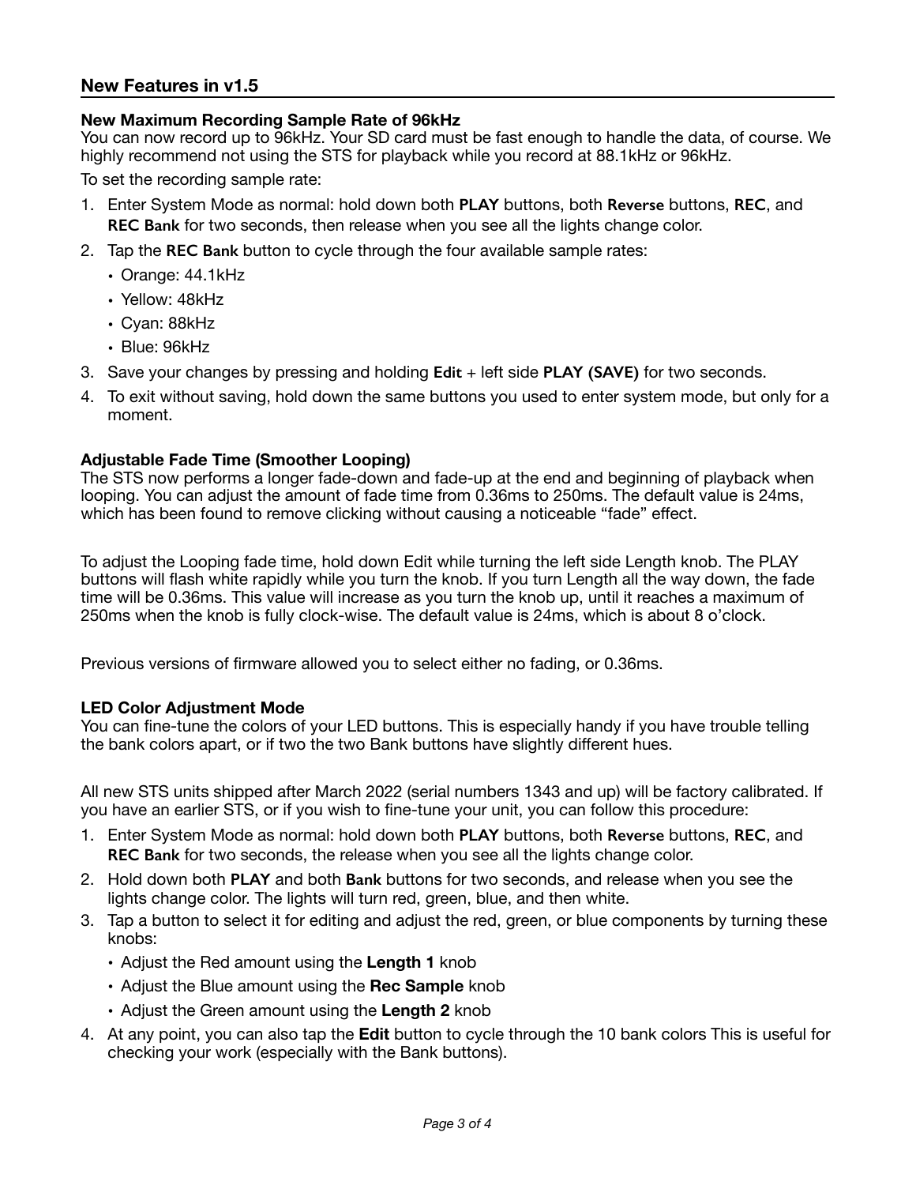## New Features in v1.5

### New Maximum Recording Sample Rate of 96kHz

You can now record up to 96kHz. Your SD card must be fast enough to handle the data, of course. We highly recommend not using the STS for playback while you record at 88.1kHz or 96kHz.

To set the recording sample rate:

1. Enter System Mode as normal: hold down both **PLAY** buttons, both **Reverse** buttons, **REC**, and **REC Bank** for two seconds, then release when you see all the lights change color.
2. Tap the **REC Bank** button to cycle through the four available sample rates:
   - Orange: 44.1kHz
   - Yellow: 48kHz
   - Cyan: 88kHz
   - Blue: 96kHz
3. Save your changes by pressing and holding **Edit** + left side **PLAY (SAVE)** for two seconds.
4. To exit without saving, hold down the same buttons you used to enter system mode, but only for a moment.

### Adjustable Fade Time (Smoother Looping)

The STS now performs a longer fade-down and fade-up at the end and beginning of playback when looping. You can adjust the amount of fade time from 0.36ms to 250ms. The default value is 24ms, which has been found to remove clicking without causing a noticeable "fade" effect.

To adjust the Looping fade time, hold down Edit while turning the left side Length knob. The PLAY buttons will flash white rapidly while you turn the knob. If you turn Length all the way down, the fade time will be 0.36ms. This value will increase as you turn the knob up, until it reaches a maximum of 250ms when the knob is fully clock-wise. The default value is 24ms, which is about 8 o'clock.

Previous versions of firmware allowed you to select either no fading, or 0.36ms.

### LED Color Adjustment Mode

You can fine-tune the colors of your LED buttons. This is especially handy if you have trouble telling the bank colors apart, or if two the two Bank buttons have slightly different hues.

All new STS units shipped after March 2022 (serial numbers 1343 and up) will be factory calibrated. If you have an earlier STS, or if you wish to fine-tune your unit, you can follow this procedure:

1. Enter System Mode as normal: hold down both **PLAY** buttons, both **Reverse** buttons, **REC**, and **REC Bank** for two seconds, the release when you see all the lights change color.
2. Hold down both **PLAY** and both **Bank** buttons for two seconds, and release when you see the lights change color. The lights will turn red, green, blue, and then white.
3. Tap a button to select it for editing and adjust the red, green, or blue components by turning these knobs:
   - Adjust the Red amount using the **Length 1** knob
   - Adjust the Blue amount using the **Rec Sample** knob
   - Adjust the Green amount using the **Length 2** knob
4. At any point, you can also tap the **Edit** button to cycle through the 10 bank colors This is useful for checking your work (especially with the Bank buttons).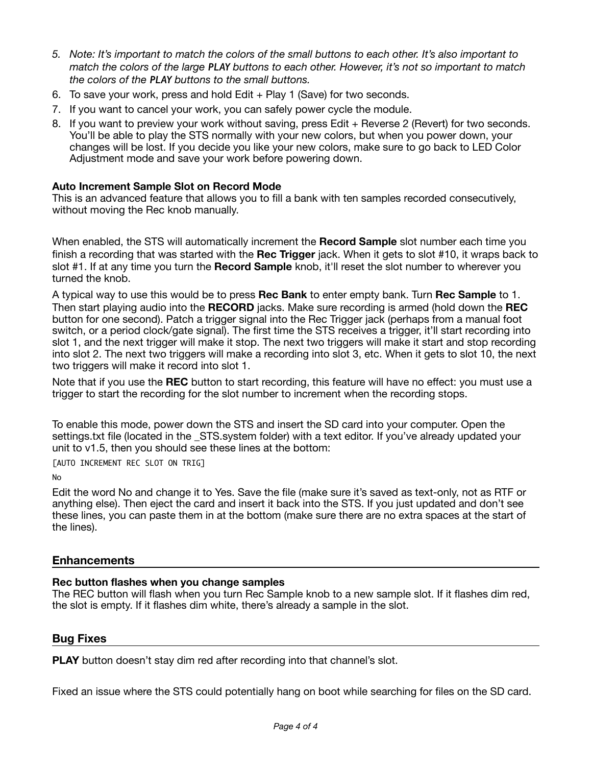5. *Note: It's important to match the colors of the small buttons to each other. It's also important to match the colors of the large **PLAY** buttons to each other. However, it's not so important to match the colors of the **PLAY** buttons to the small buttons.*
6. To save your work, press and hold Edit + Play 1 (Save) for two seconds.
7. If you want to cancel your work, you can safely power cycle the module.
8. If you want to preview your work without saving, press Edit + Reverse 2 (Revert) for two seconds. You'll be able to play the STS normally with your new colors, but when you power down, your changes will be lost. If you decide you like your new colors, make sure to go back to LED Color Adjustment mode and save your work before powering down.

**Auto Increment Sample Slot on Record Mode**

This is an advanced feature that allows you to fill a bank with ten samples recorded consecutively, without moving the Rec knob manually.

When enabled, the STS will automatically increment the **Record Sample** slot number each time you finish a recording that was started with the **Rec Trigger** jack. When it gets to slot #10, it wraps back to slot #1. If at any time you turn the **Record Sample** knob, it'll reset the slot number to wherever you turned the knob.

A typical way to use this would be to press **Rec Bank** to enter empty bank. Turn **Rec Sample** to 1. Then start playing audio into the **RECORD** jacks. Make sure recording is armed (hold down the **REC** button for one second). Patch a trigger signal into the Rec Trigger jack (perhaps from a manual foot switch, or a period clock/gate signal). The first time the STS receives a trigger, it'll start recording into slot 1, and the next trigger will make it stop. The next two triggers will make it start and stop recording into slot 2. The next two triggers will make a recording into slot 3, etc. When it gets to slot 10, the next two triggers will make it record into slot 1.

Note that if you use the **REC** button to start recording, this feature will have no effect: you must use a trigger to start the recording for the slot number to increment when the recording stops.

To enable this mode, power down the STS and insert the SD card into your computer. Open the settings.txt file (located in the _STS.system folder) with a text editor. If you've already updated your unit to v1.5, then you should see these lines at the bottom:

```
[AUTO INCREMENT REC SLOT ON TRIG]
No
```

Edit the word No and change it to Yes. Save the file (make sure it's saved as text-only, not as RTF or anything else). Then eject the card and insert it back into the STS. If you just updated and don't see these lines, you can paste them in at the bottom (make sure there are no extra spaces at the start of the lines).

## Enhancements

**Rec button flashes when you change samples**

The REC button will flash when you turn Rec Sample knob to a new sample slot. If it flashes dim red, the slot is empty. If it flashes dim white, there's already a sample in the slot.

## Bug Fixes

**PLAY** button doesn't stay dim red after recording into that channel's slot.

Fixed an issue where the STS could potentially hang on boot while searching for files on the SD card.